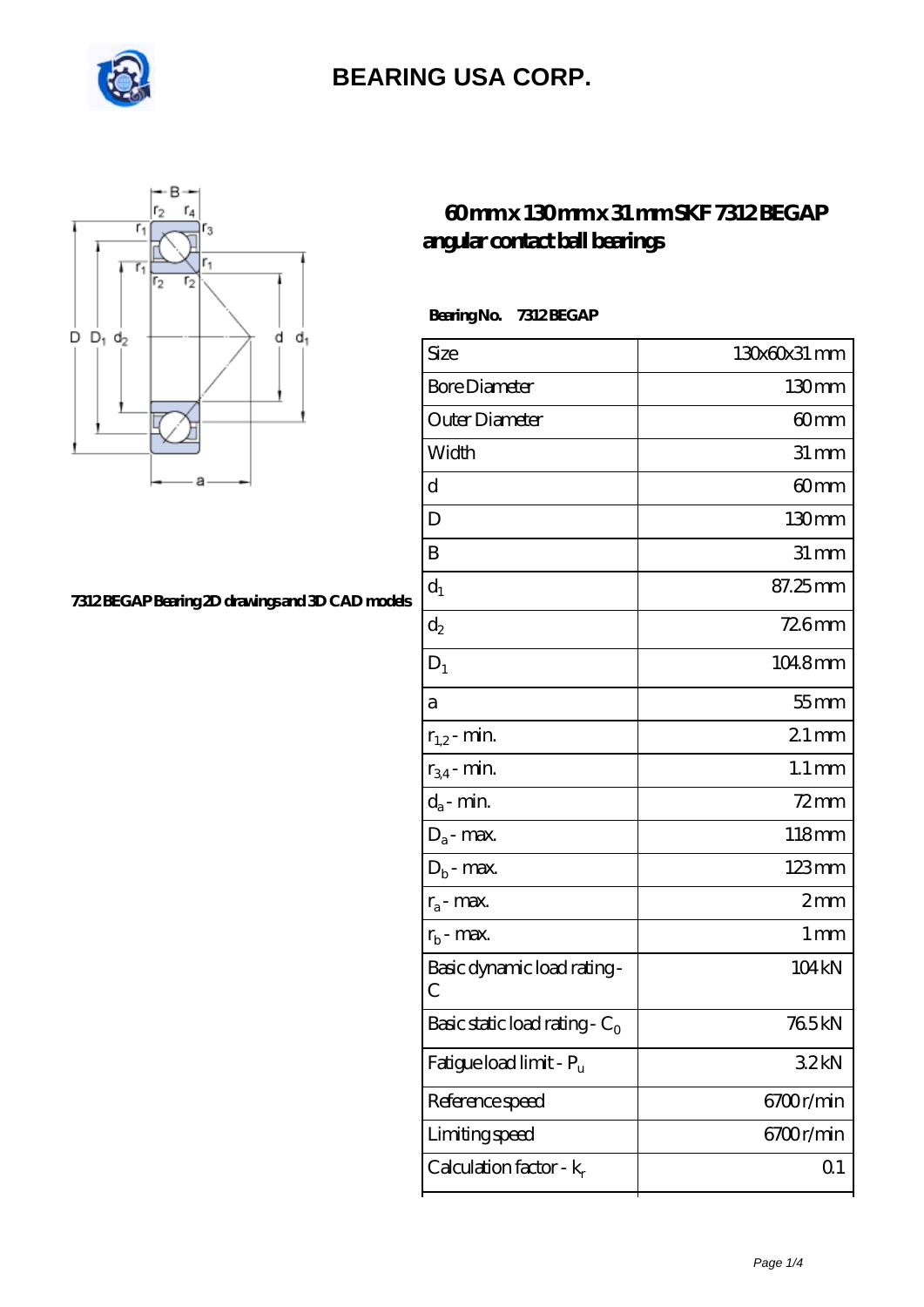# BEARING USA CORP.

## 60 mm x 130 mm x 31 mm SKF 7312 BEGAP angular contact ball bearings

7312 BEGAP Bearing 2D drawings and 3D CAD models

**Bearing No.** 7312 BEGAP

| Size | 130x60x31 mm |
|---|---|
| Bore Diameter | 130 mm |
| Outer Diameter | 60 mm |
| Width | 31 mm |
| d | 60 mm |
| D | 130 mm |
| B | 31 mm |
| $d_1$ | 87.25 mm |
| $d_2$ | 72.6 mm |
| $D_1$ | 104.8 mm |
| a | 55 mm |
| $r_{1,2}$ - min. | 2.1 mm |
| $r_{3,4}$ - min. | 1.1 mm |
| $d_a$ - min. | 72 mm |
| $D_a$ - max. | 118 mm |
| $D_b$ - max. | 123 mm |
| $r_a$ - max. | 2 mm |
| $r_b$ - max. | 1 mm |
| Basic dynamic load rating - C | 104 kN |
| Basic static load rating - $C_0$ | 76.5 kN |
| Fatigue load limit - $P_u$ | 3.2 kN |
| Reference speed | 6700 r/min |
| Limiting speed | 6700 r/min |
| Calculation factor - $k_r$ | 0.1 |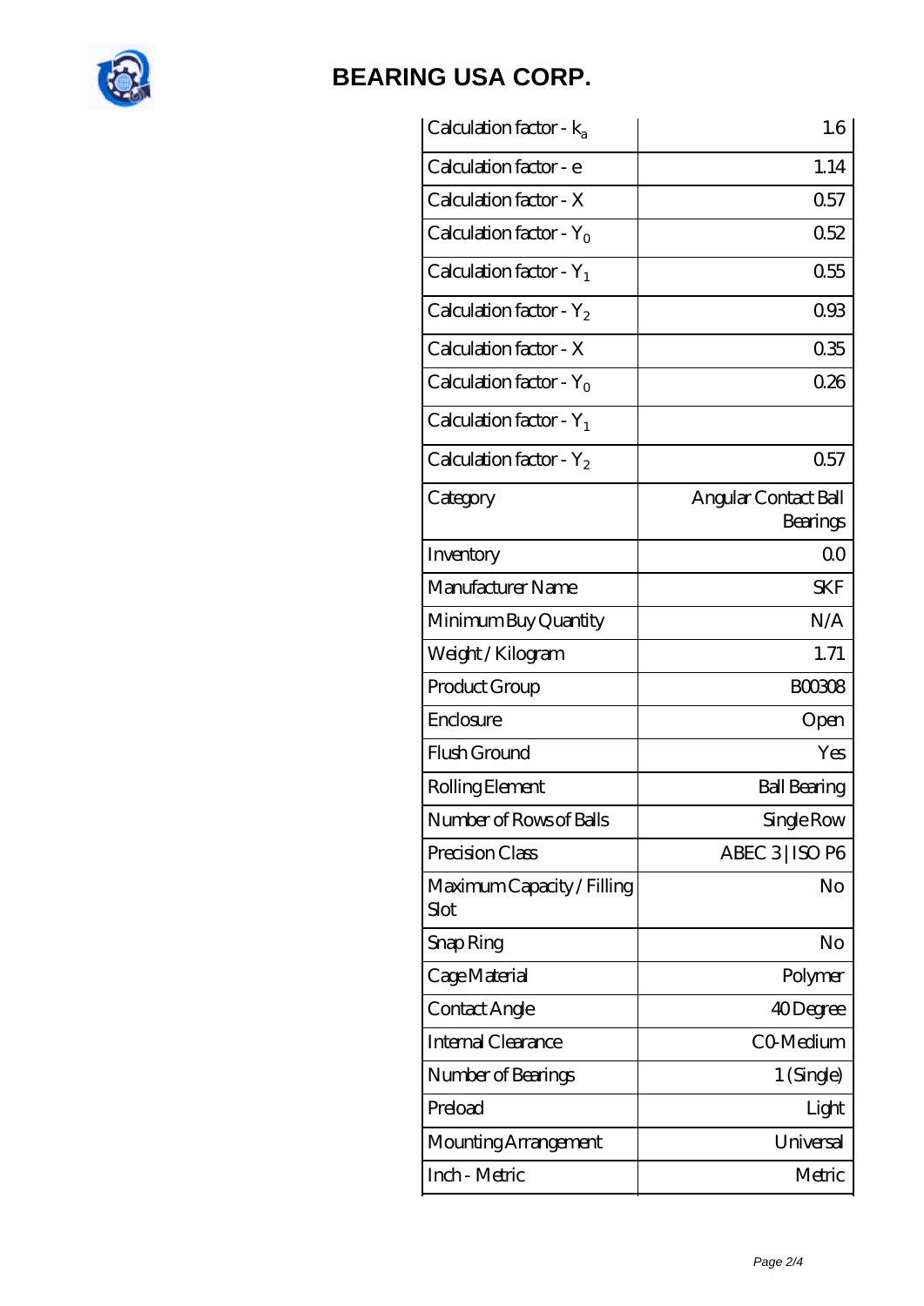| Calculation factor - $k_a$ | 1.6 |
|---|---|
| Calculation factor - e | 1.14 |
| Calculation factor - X | 0.57 |
| Calculation factor - $Y_0$ | 0.52 |
| Calculation factor - $Y_1$ | 0.55 |
| Calculation factor - $Y_2$ | 0.93 |
| Calculation factor - X | 0.35 |
| Calculation factor - $Y_0$ | 0.26 |
| Calculation factor - $Y_1$ | |
| Calculation factor - $Y_2$ | 0.57 |
| Category | Angular Contact Ball Bearings |
| Inventory | 0.0 |
| Manufacturer Name | SKF |
| Minimum Buy Quantity | N/A |
| Weight / Kilogram | 1.71 |
| Product Group | B00308 |
| Enclosure | Open |
| Flush Ground | Yes |
| Rolling Element | Ball Bearing |
| Number of Rows of Balls | Single Row |
| Precision Class | ABEC 3 \| ISO P6 |
| Maximum Capacity / Filling Slot | No |
| Snap Ring | No |
| Cage Material | Polymer |
| Contact Angle | 40 Degree |
| Internal Clearance | C0-Medium |
| Number of Bearings | 1 (Single) |
| Preload | Light |
| Mounting Arrangement | Universal |
| Inch - Metric | Metric |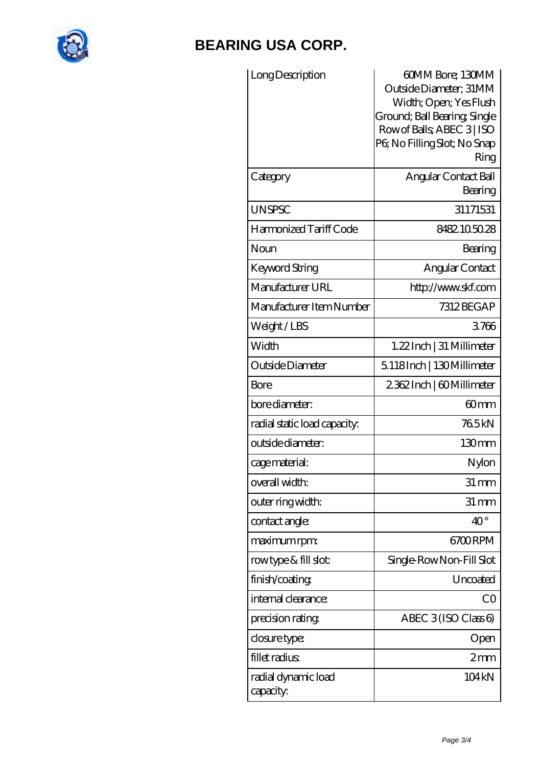| Long Description | 60MM Bore; 130MM Outside Diameter; 31MM Width; Open; Yes Flush Ground; Ball Bearing; Single Row of Balls; ABEC 3 \| ISO P6; No Filling Slot; No Snap Ring |
|---|---|
| Category | Angular Contact Ball Bearing |
| UNSPSC | 31171531 |
| Harmonized Tariff Code | 8482.10.50.28 |
| Noun | Bearing |
| Keyword String | Angular Contact |
| Manufacturer URL | http://www.skf.com |
| Manufacturer Item Number | 7312 BEGAP |
| Weight / LBS | 3.766 |
| Width | 1.22 Inch \| 31 Millimeter |
| Outside Diameter | 5.118 Inch \| 130 Millimeter |
| Bore | 2.362 Inch \| 60 Millimeter |
| bore diameter: | 60 mm |
| radial static load capacity: | 76.5 kN |
| outside diameter: | 130 mm |
| cage material: | Nylon |
| overall width: | 31 mm |
| outer ring width: | 31 mm |
| contact angle: | 40 ° |
| maximum rpm: | 6700 RPM |
| row type & fill slot: | Single-Row Non-Fill Slot |
| finish/coating: | Uncoated |
| internal clearance: | C0 |
| precision rating: | ABEC 3 (ISO Class 6) |
| closure type: | Open |
| fillet radius: | 2 mm |
| radial dynamic load capacity: | 104 kN |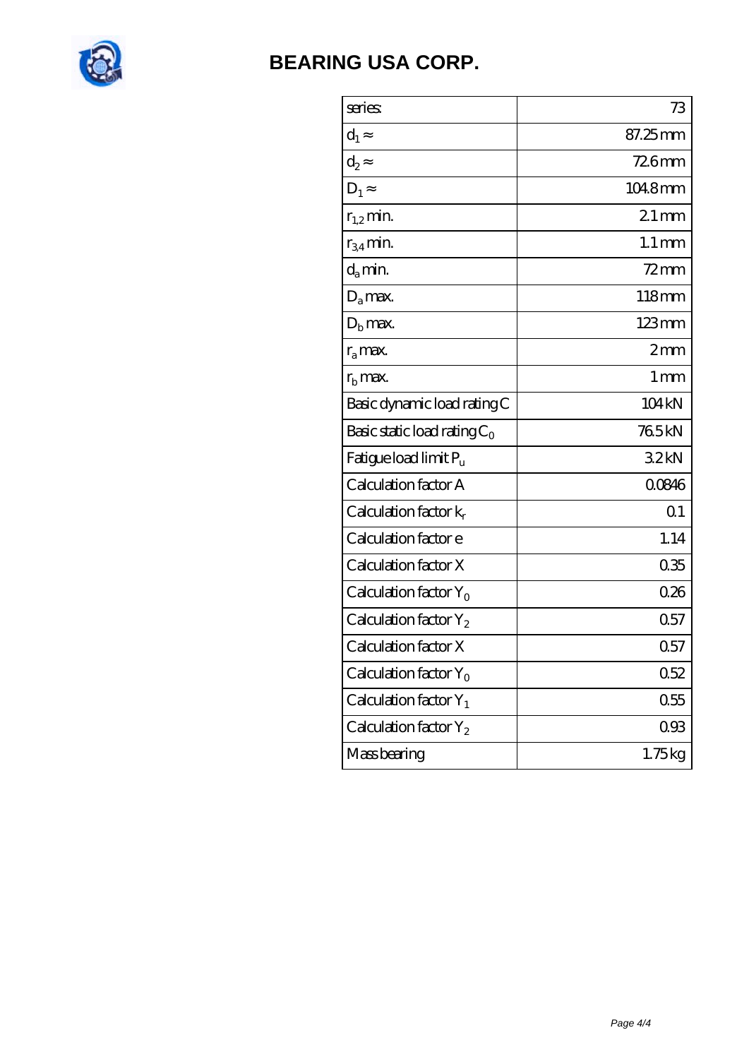# BEARING USA CORP.

| | |
|---|---|
| series: | 73 |
| $d_1 \approx$ | 87.25 mm |
| $d_2 \approx$ | 72.6 mm |
| $D_1 \approx$ | 104.8 mm |
| $r_{1,2}$ min. | 2.1 mm |
| $r_{3,4}$ min. | 1.1 mm |
| $d_a$ min. | 72 mm |
| $D_a$ max. | 118 mm |
| $D_b$ max. | 123 mm |
| $r_a$ max. | 2 mm |
| $r_b$ max. | 1 mm |
| Basic dynamic load rating C | 104 kN |
| Basic static load rating $C_0$ | 76.5 kN |
| Fatigue load limit $P_u$ | 3.2 kN |
| Calculation factor A | 0.0846 |
| Calculation factor $k_r$ | 0.1 |
| Calculation factor e | 1.14 |
| Calculation factor X | 0.35 |
| Calculation factor $Y_0$ | 0.26 |
| Calculation factor $Y_2$ | 0.57 |
| Calculation factor X | 0.57 |
| Calculation factor $Y_0$ | 0.52 |
| Calculation factor $Y_1$ | 0.55 |
| Calculation factor $Y_2$ | 0.93 |
| Mass bearing | 1.75 kg |